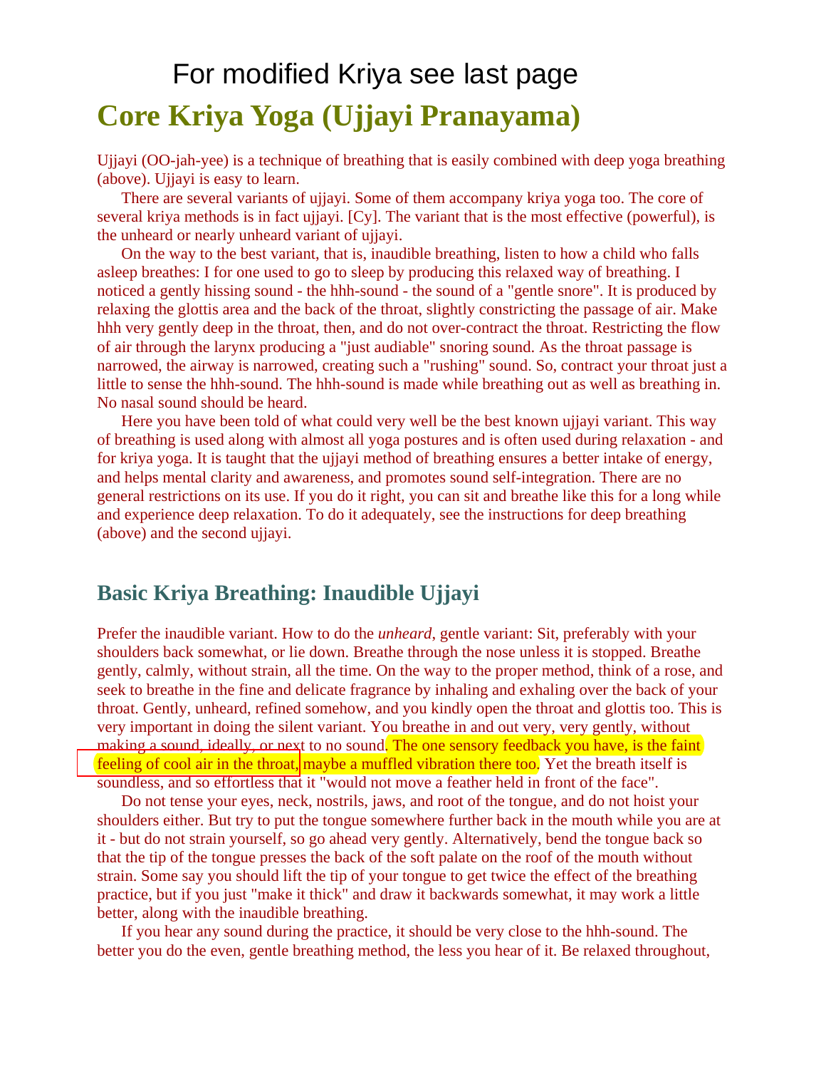For modified Kriya see last page

# Core Kriya Yoga (Ujjayi Pranayama)

Ujjayi (OO-jah-yee) is a technique of breathing that is easily combined with deep yoga breathing (above). Ujjayi is easy to learn.

There are several variants of ujjayi. Some of them accompany kriya yoga too. The core of several kriya methods is in fact ujjayi. [Cy]. The variant that is the most effective (powerful), is the unheard or nearly unheard variant of ujjayi.

On the way to the best variant, that is, inaudible breathing, listen to how a child who falls asleep breathes: I for one used to go to sleep by producing this relaxed way of breathing. I noticed a gently hissing sound - the hhh-sound - the sound of a "gentle snore". It is produced by relaxing the glottis area and the back of the throat, slightly constricting the passage of air. Make hhh very gently deep in the throat, then, and do not over-contract the throat. Restricting the flow of air through the larynx producing a "just audiable" snoring sound. As the throat passage is narrowed, the airway is narrowed, creating such a "rushing" sound. So, contract your throat just a little to sense the hhh-sound. The hhh-sound is made while breathing out as well as breathing in. No nasal sound should be heard.

Here you have been told of what could very well be the best known ujjayi variant. This way of breathing is used along with almost all yoga postures and is often used during relaxation - and for kriya yoga. It is taught that the ujjayi method of breathing ensures a better intake of energy, and helps mental clarity and awareness, and promotes sound self-integration. There are no general restrictions on its use. If you do it right, you can sit and breathe like this for a long while and experience deep relaxation. To do it adequately, see the instructions for deep breathing (above) and the second ujjayi.

## Basic Kriya Breathing: Inaudible Ujjayi

Prefer the inaudible variant. How to do the *unheard*, gentle variant: Sit, preferably with your shoulders back somewhat, or lie down. Breathe through the nose unless it is stopped. Breathe gently, calmly, without strain, all the time. On the way to the proper method, think of a rose, and seek to breathe in the fine and delicate fragrance by inhaling and exhaling over the back of your throat. Gently, unheard, refined somehow, and you kindly open the throat and glottis too. This is very important in doing the silent variant. You breathe in and out very, very gently, without making a sound, ideally, or next to no sound. The one sensory feedback you have, is the faint feeling of cool air in the throat, maybe a muffled vibration there too. Yet the breath itself is soundless, and so effortless that it "would not move a feather held in front of the face".

Do not tense your eyes, neck, nostrils, jaws, and root of the tongue, and do not hoist your shoulders either. But try to put the tongue somewhere further back in the mouth while you are at it - but do not strain yourself, so go ahead very gently. Alternatively, bend the tongue back so that the tip of the tongue presses the back of the soft palate on the roof of the mouth without strain. Some say you should lift the tip of your tongue to get twice the effect of the breathing practice, but if you just "make it thick" and draw it backwards somewhat, it may work a little better, along with the inaudible breathing.

If you hear any sound during the practice, it should be very close to the hhh-sound. The better you do the even, gentle breathing method, the less you hear of it. Be relaxed throughout,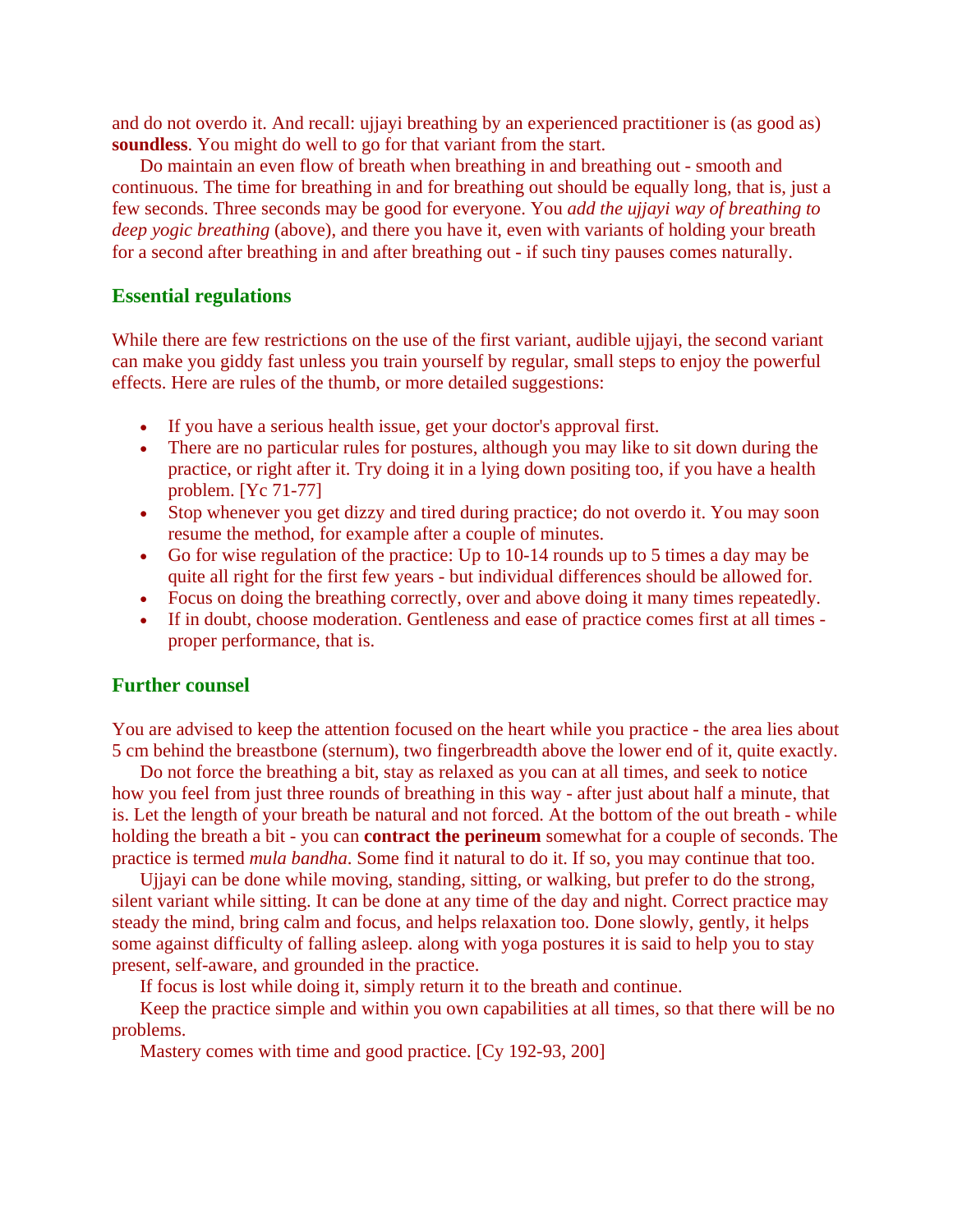and do not overdo it. And recall: ujjayi breathing by an experienced practitioner is (as good as) **soundless**. You might do well to go for that variant from the start.

Do maintain an even flow of breath when breathing in and breathing out - smooth and continuous. The time for breathing in and for breathing out should be equally long, that is, just a few seconds. Three seconds may be good for everyone. You *add the ujjayi way of breathing to deep yogic breathing* (above), and there you have it, even with variants of holding your breath for a second after breathing in and after breathing out - if such tiny pauses comes naturally.

## Essential regulations

While there are few restrictions on the use of the first variant, audible ujjayi, the second variant can make you giddy fast unless you train yourself by regular, small steps to enjoy the powerful effects. Here are rules of the thumb, or more detailed suggestions:

- If you have a serious health issue, get your doctor's approval first.
- There are no particular rules for postures, although you may like to sit down during the practice, or right after it. Try doing it in a lying down positing too, if you have a health problem. [Yc 71-77]
- Stop whenever you get dizzy and tired during practice; do not overdo it. You may soon resume the method, for example after a couple of minutes.
- Go for wise regulation of the practice: Up to 10-14 rounds up to 5 times a day may be quite all right for the first few years - but individual differences should be allowed for.
- Focus on doing the breathing correctly, over and above doing it many times repeatedly.
- If in doubt, choose moderation. Gentleness and ease of practice comes first at all times - proper performance, that is.

## Further counsel

You are advised to keep the attention focused on the heart while you practice - the area lies about 5 cm behind the breastbone (sternum), two fingerbreadth above the lower end of it, quite exactly.

Do not force the breathing a bit, stay as relaxed as you can at all times, and seek to notice how you feel from just three rounds of breathing in this way - after just about half a minute, that is. Let the length of your breath be natural and not forced. At the bottom of the out breath - while holding the breath a bit - you can **contract the perineum** somewhat for a couple of seconds. The practice is termed *mula bandha*. Some find it natural to do it. If so, you may continue that too.

Ujjayi can be done while moving, standing, sitting, or walking, but prefer to do the strong, silent variant while sitting. It can be done at any time of the day and night. Correct practice may steady the mind, bring calm and focus, and helps relaxation too. Done slowly, gently, it helps some against difficulty of falling asleep. along with yoga postures it is said to help you to stay present, self-aware, and grounded in the practice.

If focus is lost while doing it, simply return it to the breath and continue.

Keep the practice simple and within you own capabilities at all times, so that there will be no problems.

Mastery comes with time and good practice. [Cy 192-93, 200]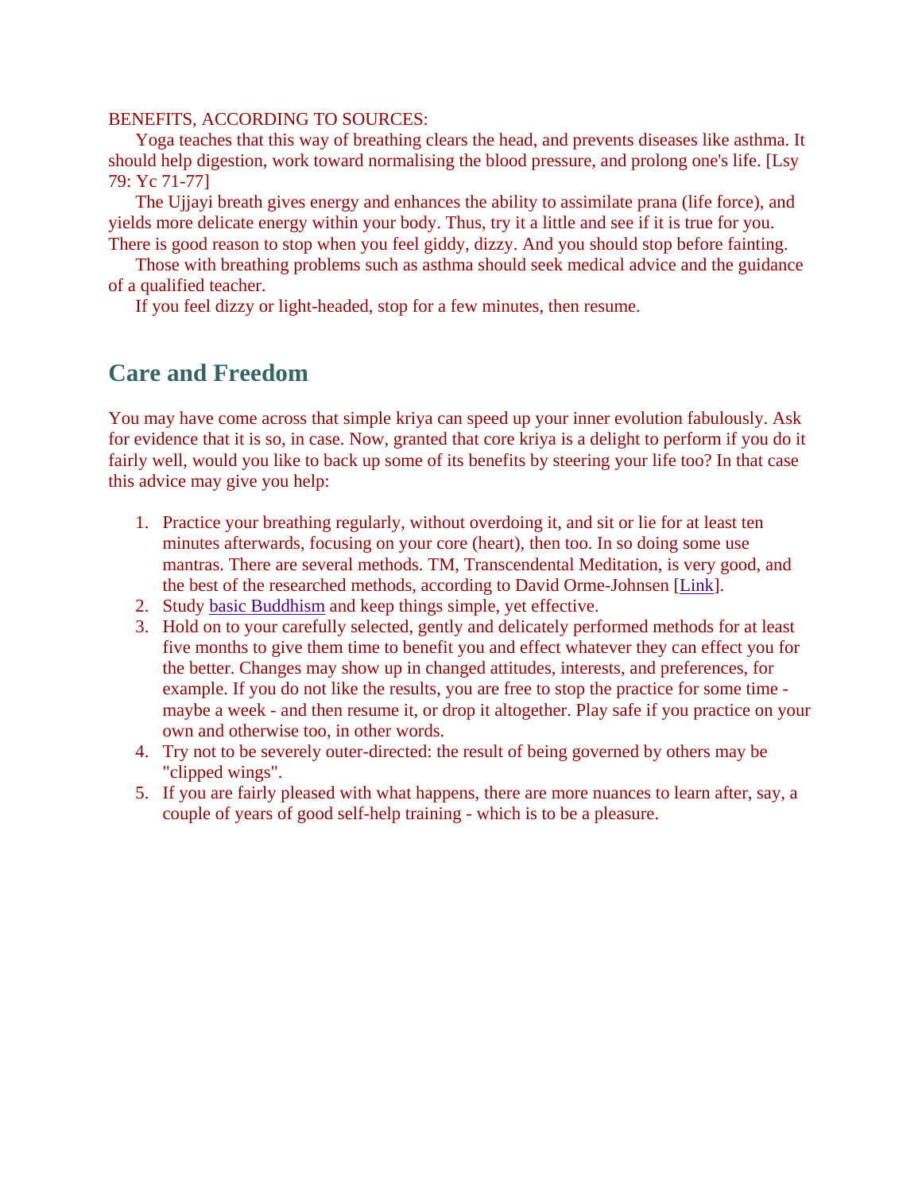BENEFITS, ACCORDING TO SOURCES:

Yoga teaches that this way of breathing clears the head, and prevents diseases like asthma. It should help digestion, work toward normalising the blood pressure, and prolong one's life. [Lsy 79: Yc 71-77]

The Ujjayi breath gives energy and enhances the ability to assimilate prana (life force), and yields more delicate energy within your body. Thus, try it a little and see if it is true for you. There is good reason to stop when you feel giddy, dizzy. And you should stop before fainting.

Those with breathing problems such as asthma should seek medical advice and the guidance of a qualified teacher.

If you feel dizzy or light-headed, stop for a few minutes, then resume.

## Care and Freedom

You may have come across that simple kriya can speed up your inner evolution fabulously. Ask for evidence that it is so, in case. Now, granted that core kriya is a delight to perform if you do it fairly well, would you like to back up some of its benefits by steering your life too? In that case this advice may give you help:

1. Practice your breathing regularly, without overdoing it, and sit or lie for at least ten minutes afterwards, focusing on your core (heart), then too. In so doing some use mantras. There are several methods. TM, Transcendental Meditation, is very good, and the best of the researched methods, according to David Orme-Johnsen [Link].
2. Study basic Buddhism and keep things simple, yet effective.
3. Hold on to your carefully selected, gently and delicately performed methods for at least five months to give them time to benefit you and effect whatever they can effect you for the better. Changes may show up in changed attitudes, interests, and preferences, for example. If you do not like the results, you are free to stop the practice for some time - maybe a week - and then resume it, or drop it altogether. Play safe if you practice on your own and otherwise too, in other words.
4. Try not to be severely outer-directed: the result of being governed by others may be "clipped wings".
5. If you are fairly pleased with what happens, there are more nuances to learn after, say, a couple of years of good self-help training - which is to be a pleasure.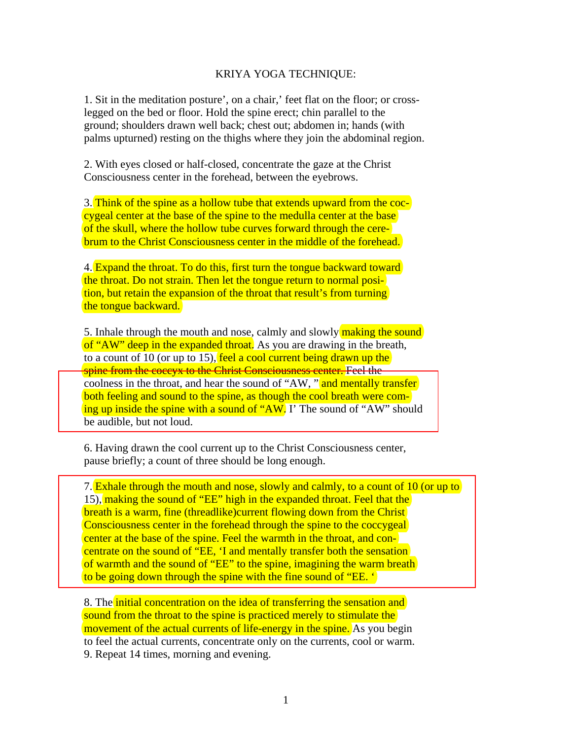KRIYA YOGA TECHNIQUE:

1. Sit in the meditation posture', on a chair,' feet flat on the floor; or cross-legged on the bed or floor. Hold the spine erect; chin parallel to the ground; shoulders drawn well back; chest out; abdomen in; hands (with palms upturned) resting on the thighs where they join the abdominal region.

2. With eyes closed or half-closed, concentrate the gaze at the Christ Consciousness center in the forehead, between the eyebrows.

3. Think of the spine as a hollow tube that extends upward from the coccygeal center at the base of the spine to the medulla center at the base of the skull, where the hollow tube curves forward through the cerebrum to the Christ Consciousness center in the middle of the forehead.

4. Expand the throat. To do this, first turn the tongue backward toward the throat. Do not strain. Then let the tongue return to normal position, but retain the expansion of the throat that result's from turning the tongue backward.

5. Inhale through the mouth and nose, calmly and slowly making the sound of "AW" deep in the expanded throat. As you are drawing in the breath, to a count of 10 (or up to 15), feel a cool current being drawn up the spine from the coccyx to the Christ Consciousness center. Feel the coolness in the throat, and hear the sound of "AW, " and mentally transfer both feeling and sound to the spine, as though the cool breath were coming up inside the spine with a sound of "AW. I' The sound of "AW" should be audible, but not loud.

6. Having drawn the cool current up to the Christ Consciousness center, pause briefly; a count of three should be long enough.

7. Exhale through the mouth and nose, slowly and calmly, to a count of 10 (or up to 15), making the sound of "EE" high in the expanded throat. Feel that the breath is a warm, fine (threadlike)current flowing down from the Christ Consciousness center in the forehead through the spine to the coccygeal center at the base of the spine. Feel the warmth in the throat, and concentrate on the sound of "EE, 'I and mentally transfer both the sensation of warmth and the sound of "EE" to the spine, imagining the warm breath to be going down through the spine with the fine sound of "EE. '

8. The initial concentration on the idea of transferring the sensation and sound from the throat to the spine is practiced merely to stimulate the movement of the actual currents of life-energy in the spine. As you begin to feel the actual currents, concentrate only on the currents, cool or warm.

9. Repeat 14 times, morning and evening.